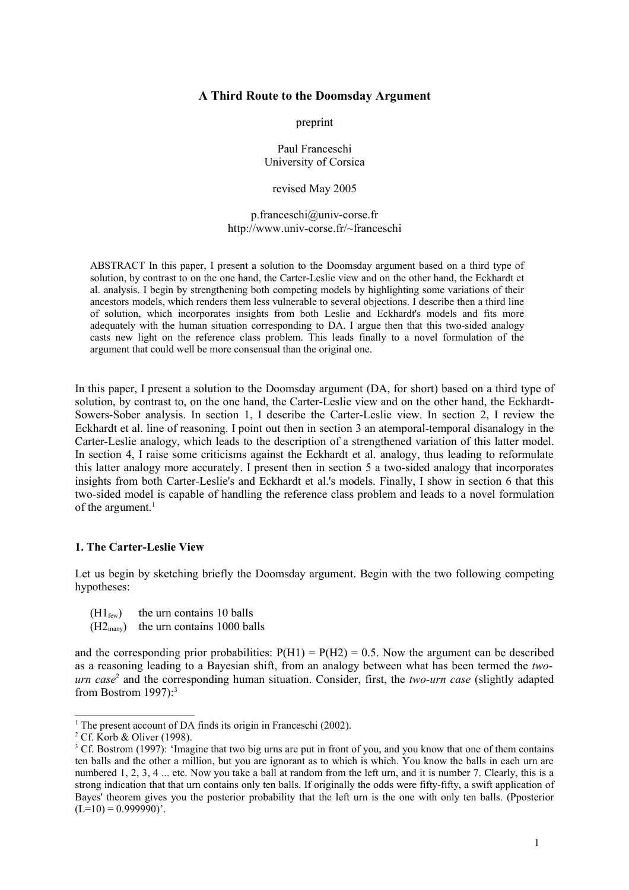# A Third Route to the Doomsday Argument

preprint

Paul Franceschi
University of Corsica

revised May 2005

p.franceschi@univ-corse.fr
http://www.univ-corse.fr/~franceschi

ABSTRACT In this paper, I present a solution to the Doomsday argument based on a third type of solution, by contrast to on the one hand, the Carter-Leslie view and on the other hand, the Eckhardt et al. analysis. I begin by strengthening both competing models by highlighting some variations of their ancestors models, which renders them less vulnerable to several objections. I describe then a third line of solution, which incorporates insights from both Leslie and Eckhardt's models and fits more adequately with the human situation corresponding to DA. I argue then that this two-sided analogy casts new light on the reference class problem. This leads finally to a novel formulation of the argument that could well be more consensual than the original one.

In this paper, I present a solution to the Doomsday argument (DA, for short) based on a third type of solution, by contrast to, on the one hand, the Carter-Leslie view and on the other hand, the Eckhardt-Sowers-Sober analysis. In section 1, I describe the Carter-Leslie view. In section 2, I review the Eckhardt et al. line of reasoning. I point out then in section 3 an atemporal-temporal disanalogy in the Carter-Leslie analogy, which leads to the description of a strengthened variation of this latter model. In section 4, I raise some criticisms against the Eckhardt et al. analogy, thus leading to reformulate this latter analogy more accurately. I present then in section 5 a two-sided analogy that incorporates insights from both Carter-Leslie's and Eckhardt et al.'s models. Finally, I show in section 6 that this two-sided model is capable of handling the reference class problem and leads to a novel formulation of the argument.[1]

## 1. The Carter-Leslie View

Let us begin by sketching briefly the Doomsday argument. Begin with the two following competing hypotheses:

($H1_{few}$) the urn contains 10 balls
($H2_{many}$) the urn contains 1000 balls

and the corresponding prior probabilities: P(H1) = P(H2) = 0.5. Now the argument can be described as a reasoning leading to a Bayesian shift, from an analogy between what has been termed the *two-urn case*[2] and the corresponding human situation. Consider, first, the *two-urn case* (slightly adapted from Bostrom 1997):[3]

---

[1] The present account of DA finds its origin in Franceschi (2002).

[2] Cf. Korb & Oliver (1998).

[3] Cf. Bostrom (1997): 'Imagine that two big urns are put in front of you, and you know that one of them contains ten balls and the other a million, but you are ignorant as to which is which. You know the balls in each urn are numbered 1, 2, 3, 4 ... etc. Now you take a ball at random from the left urn, and it is number 7. Clearly, this is a strong indication that that urn contains only ten balls. If originally the odds were fifty-fifty, a swift application of Bayes' theorem gives you the posterior probability that the left urn is the one with only ten balls. (Pposterior (L=10) = 0.999990)'.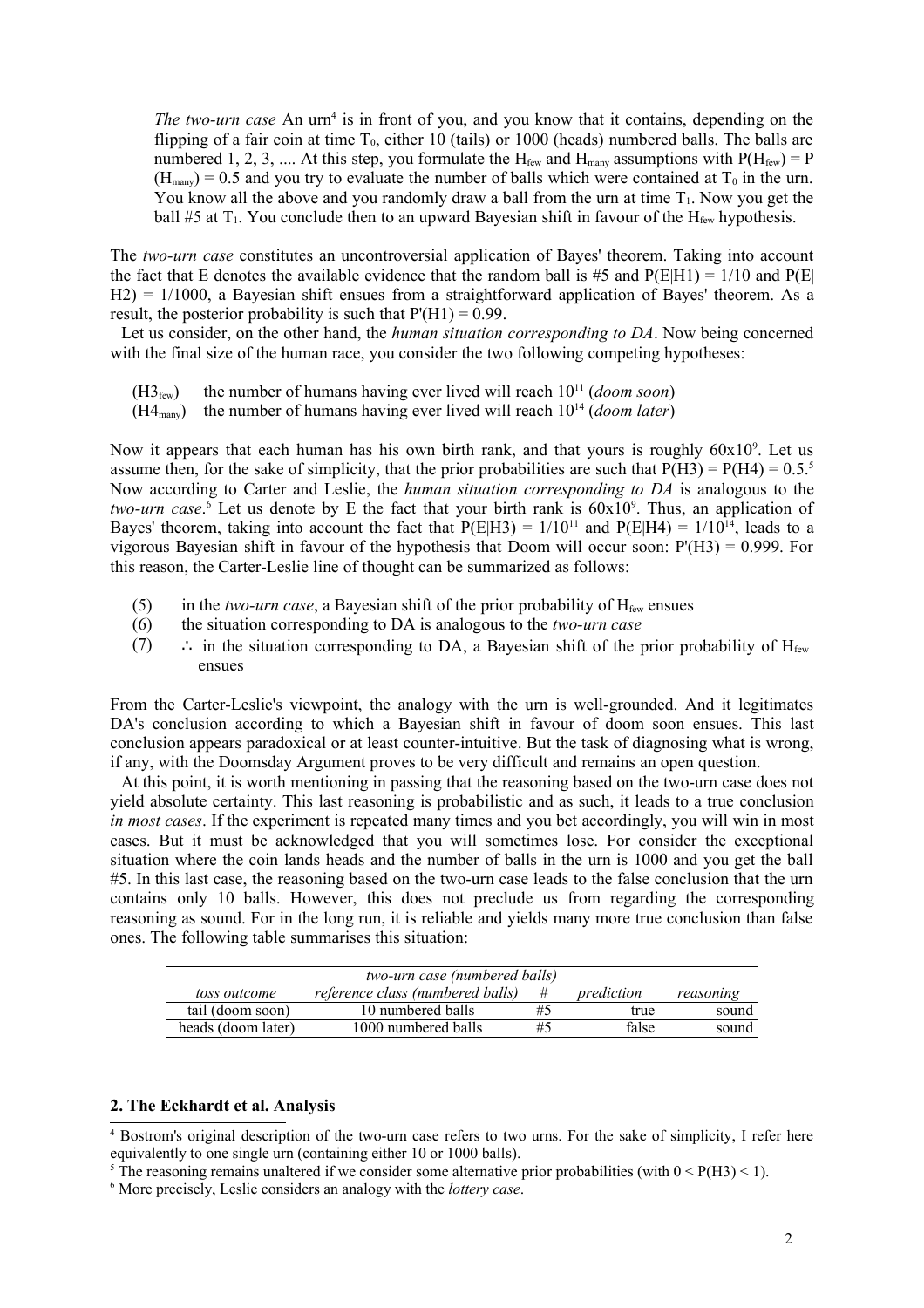*The two-urn case* An urn[4] is in front of you, and you know that it contains, depending on the flipping of a fair coin at time $T_0$, either 10 (tails) or 1000 (heads) numbered balls. The balls are numbered 1, 2, 3, .... At this step, you formulate the $H_{few}$ and $H_{many}$ assumptions with $P(H_{few}) = P(H_{many}) = 0.5$ and you try to evaluate the number of balls which were contained at $T_0$ in the urn. You know all the above and you randomly draw a ball from the urn at time $T_1$. Now you get the ball #5 at $T_1$. You conclude then to an upward Bayesian shift in favour of the $H_{few}$ hypothesis.

The *two-urn case* constitutes an uncontroversial application of Bayes' theorem. Taking into account the fact that E denotes the available evidence that the random ball is #5 and $P(E|H1) = 1/10$ and $P(E|H2) = 1/1000$, a Bayesian shift ensues from a straightforward application of Bayes' theorem. As a result, the posterior probability is such that $P'(H1) = 0.99$.

Let us consider, on the other hand, the *human situation corresponding to DA*. Now being concerned with the final size of the human race, you consider the two following competing hypotheses:

($H3_{few}$) the number of humans having ever lived will reach $10^{11}$ (*doom soon*)
($H4_{many}$) the number of humans having ever lived will reach $10^{14}$ (*doom later*)

Now it appears that each human has his own birth rank, and that yours is roughly $60 \times 10^9$. Let us assume then, for the sake of simplicity, that the prior probabilities are such that $P(H3) = P(H4) = 0.5$.[5] Now according to Carter and Leslie, the *human situation corresponding to DA* is analogous to the *two-urn case*.[6] Let us denote by E the fact that your birth rank is $60 \times 10^9$. Thus, an application of Bayes' theorem, taking into account the fact that $P(E|H3) = 1/10^{11}$ and $P(E|H4) = 1/10^{14}$, leads to a vigorous Bayesian shift in favour of the hypothesis that Doom will occur soon: $P'(H3) = 0.999$. For this reason, the Carter-Leslie line of thought can be summarized as follows:

(5) in the *two-urn case*, a Bayesian shift of the prior probability of $H_{few}$ ensues
(6) the situation corresponding to DA is analogous to the *two-urn case*
(7) ∴ in the situation corresponding to DA, a Bayesian shift of the prior probability of $H_{few}$ ensues

From the Carter-Leslie's viewpoint, the analogy with the urn is well-grounded. And it legitimates DA's conclusion according to which a Bayesian shift in favour of doom soon ensues. This last conclusion appears paradoxical or at least counter-intuitive. But the task of diagnosing what is wrong, if any, with the Doomsday Argument proves to be very difficult and remains an open question.

At this point, it is worth mentioning in passing that the reasoning based on the two-urn case does not yield absolute certainty. This last reasoning is probabilistic and as such, it leads to a true conclusion *in most cases*. If the experiment is repeated many times and you bet accordingly, you will win in most cases. But it must be acknowledged that you will sometimes lose. For consider the exceptional situation where the coin lands heads and the number of balls in the urn is 1000 and you get the ball #5. In this last case, the reasoning based on the two-urn case leads to the false conclusion that the urn contains only 10 balls. However, this does not preclude us from regarding the corresponding reasoning as sound. For in the long run, it is reliable and yields many more true conclusion than false ones. The following table summarises this situation:

| *two-urn case (numbered balls)* | | | | |
|---|---|---|---|---|
| *toss outcome* | *reference class (numbered balls)* | *#* | *prediction* | *reasoning* |
| tail (doom soon) | 10 numbered balls | #5 | true | sound |
| heads (doom later) | 1000 numbered balls | #5 | false | sound |

## 2. The Eckhardt et al. Analysis

[4] Bostrom's original description of the two-urn case refers to two urns. For the sake of simplicity, I refer here equivalently to one single urn (containing either 10 or 1000 balls).

[5] The reasoning remains unaltered if we consider some alternative prior probabilities (with $0 < P(H3) < 1$).

[6] More precisely, Leslie considers an analogy with the *lottery case*.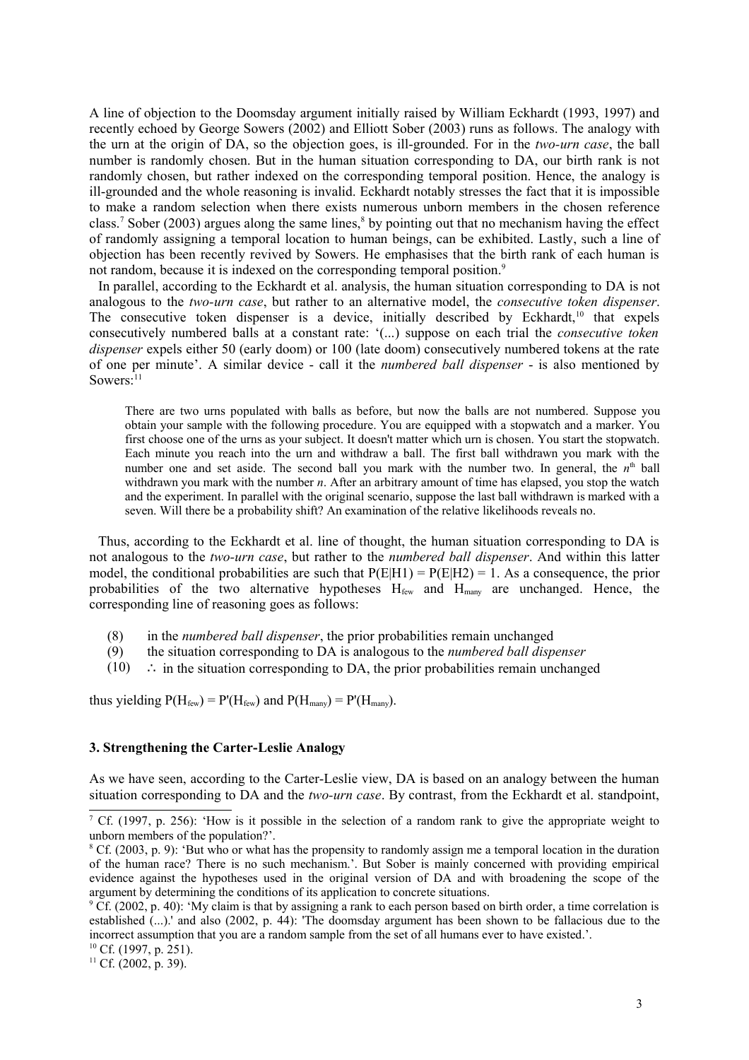A line of objection to the Doomsday argument initially raised by William Eckhardt (1993, 1997) and recently echoed by George Sowers (2002) and Elliott Sober (2003) runs as follows. The analogy with the urn at the origin of DA, so the objection goes, is ill-grounded. For in the *two-urn case*, the ball number is randomly chosen. But in the human situation corresponding to DA, our birth rank is not randomly chosen, but rather indexed on the corresponding temporal position. Hence, the analogy is ill-grounded and the whole reasoning is invalid. Eckhardt notably stresses the fact that it is impossible to make a random selection when there exists numerous unborn members in the chosen reference class.[7] Sober (2003) argues along the same lines,[8] by pointing out that no mechanism having the effect of randomly assigning a temporal location to human beings, can be exhibited. Lastly, such a line of objection has been recently revived by Sowers. He emphasises that the birth rank of each human is not random, because it is indexed on the corresponding temporal position.[9]

In parallel, according to the Eckhardt et al. analysis, the human situation corresponding to DA is not analogous to the *two-urn case*, but rather to an alternative model, the *consecutive token dispenser*. The consecutive token dispenser is a device, initially described by Eckhardt,[10] that expels consecutively numbered balls at a constant rate: '(...) suppose on each trial the *consecutive token dispenser* expels either 50 (early doom) or 100 (late doom) consecutively numbered tokens at the rate of one per minute'. A similar device - call it the *numbered ball dispenser* - is also mentioned by Sowers:[11]

> There are two urns populated with balls as before, but now the balls are not numbered. Suppose you obtain your sample with the following procedure. You are equipped with a stopwatch and a marker. You first choose one of the urns as your subject. It doesn't matter which urn is chosen. You start the stopwatch. Each minute you reach into the urn and withdraw a ball. The first ball withdrawn you mark with the number one and set aside. The second ball you mark with the number two. In general, the $n^{th}$ ball withdrawn you mark with the number $n$. After an arbitrary amount of time has elapsed, you stop the watch and the experiment. In parallel with the original scenario, suppose the last ball withdrawn is marked with a seven. Will there be a probability shift? An examination of the relative likelihoods reveals no.

Thus, according to the Eckhardt et al. line of thought, the human situation corresponding to DA is not analogous to the *two-urn case*, but rather to the *numbered ball dispenser*. And within this latter model, the conditional probabilities are such that $P(E|H1) = P(E|H2) = 1$. As a consequence, the prior probabilities of the two alternative hypotheses $H_{few}$ and $H_{many}$ are unchanged. Hence, the corresponding line of reasoning goes as follows:

(8) in the *numbered ball dispenser*, the prior probabilities remain unchanged
(9) the situation corresponding to DA is analogous to the *numbered ball dispenser*
(10) $\therefore$ in the situation corresponding to DA, the prior probabilities remain unchanged

thus yielding $P(H_{few}) = P'(H_{few})$ and $P(H_{many}) = P'(H_{many})$.

## 3. Strengthening the Carter-Leslie Analogy

As we have seen, according to the Carter-Leslie view, DA is based on an analogy between the human situation corresponding to DA and the *two-urn case*. By contrast, from the Eckhardt et al. standpoint,

---

[7] Cf. (1997, p. 256): 'How is it possible in the selection of a random rank to give the appropriate weight to unborn members of the population?'.

[8] Cf. (2003, p. 9): 'But who or what has the propensity to randomly assign me a temporal location in the duration of the human race? There is no such mechanism.'. But Sober is mainly concerned with providing empirical evidence against the hypotheses used in the original version of DA and with broadening the scope of the argument by determining the conditions of its application to concrete situations.

[9] Cf. (2002, p. 40): 'My claim is that by assigning a rank to each person based on birth order, a time correlation is established (...).' and also (2002, p. 44): 'The doomsday argument has been shown to be fallacious due to the incorrect assumption that you are a random sample from the set of all humans ever to have existed.'.

[10] Cf. (1997, p. 251).

[11] Cf. (2002, p. 39).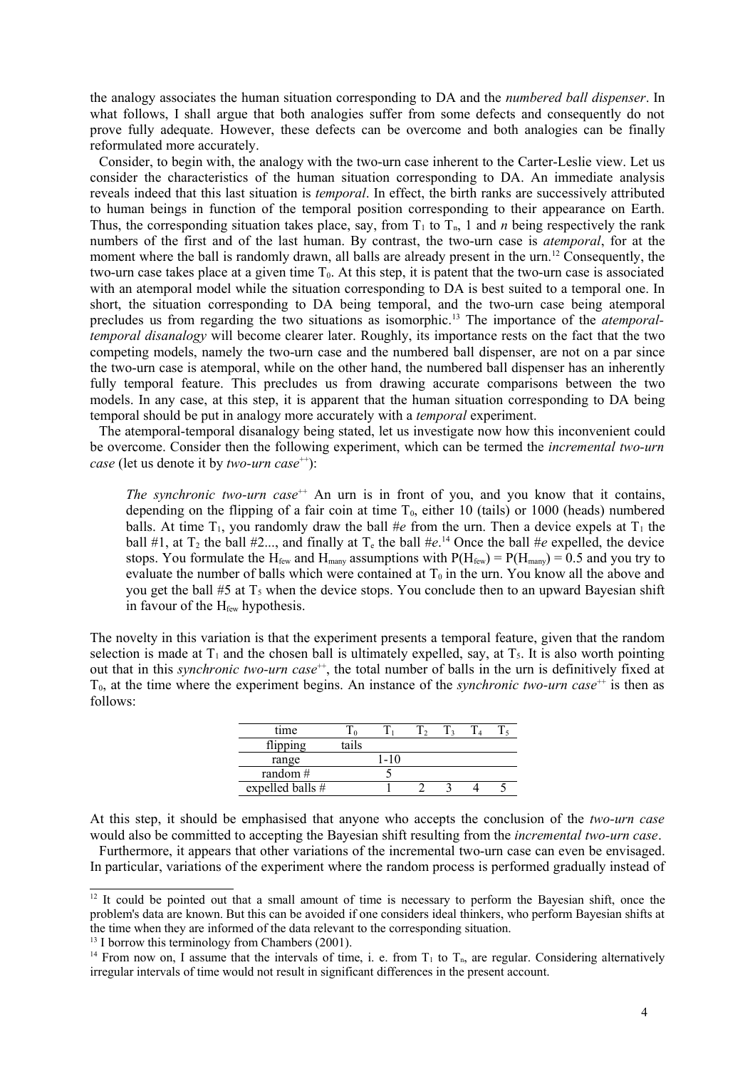the analogy associates the human situation corresponding to DA and the *numbered ball dispenser*. In what follows, I shall argue that both analogies suffer from some defects and consequently do not prove fully adequate. However, these defects can be overcome and both analogies can be finally reformulated more accurately.

Consider, to begin with, the analogy with the two-urn case inherent to the Carter-Leslie view. Let us consider the characteristics of the human situation corresponding to DA. An immediate analysis reveals indeed that this last situation is *temporal*. In effect, the birth ranks are successively attributed to human beings in function of the temporal position corresponding to their appearance on Earth. Thus, the corresponding situation takes place, say, from $T_1$ to $T_n$, 1 and *n* being respectively the rank numbers of the first and of the last human. By contrast, the two-urn case is *atemporal*, for at the moment where the ball is randomly drawn, all balls are already present in the urn.[12] Consequently, the two-urn case takes place at a given time $T_0$. At this step, it is patent that the two-urn case is associated with an atemporal model while the situation corresponding to DA is best suited to a temporal one. In short, the situation corresponding to DA being temporal, and the two-urn case being atemporal precludes us from regarding the two situations as isomorphic.[13] The importance of the *atemporal-temporal disanalogy* will become clearer later. Roughly, its importance rests on the fact that the two competing models, namely the two-urn case and the numbered ball dispenser, are not on a par since the two-urn case is atemporal, while on the other hand, the numbered ball dispenser has an inherently fully temporal feature. This precludes us from drawing accurate comparisons between the two models. In any case, at this step, it is apparent that the human situation corresponding to DA being temporal should be put in analogy more accurately with a *temporal* experiment.

The atemporal-temporal disanalogy being stated, let us investigate now how this inconvenient could be overcome. Consider then the following experiment, which can be termed the *incremental two-urn case* (let us denote it by *two-urn case*$^{++}$):

> *The synchronic two-urn case*$^{++}$ An urn is in front of you, and you know that it contains, depending on the flipping of a fair coin at time $T_0$, either 10 (tails) or 1000 (heads) numbered balls. At time $T_1$, you randomly draw the ball #*e* from the urn. Then a device expels at $T_1$ the ball #1, at $T_2$ the ball #2..., and finally at $T_e$ the ball #*e*.[14] Once the ball #*e* expelled, the device stops. You formulate the $H_{few}$ and $H_{many}$ assumptions with $P(H_{few}) = P(H_{many}) = 0.5$ and you try to evaluate the number of balls which were contained at $T_0$ in the urn. You know all the above and you get the ball #5 at $T_5$ when the device stops. You conclude then to an upward Bayesian shift in favour of the $H_{few}$ hypothesis.

The novelty in this variation is that the experiment presents a temporal feature, given that the random selection is made at $T_1$ and the chosen ball is ultimately expelled, say, at $T_5$. It is also worth pointing out that in this *synchronic two-urn case*$^{++}$, the total number of balls in the urn is definitively fixed at $T_0$, at the time where the experiment begins. An instance of the *synchronic two-urn case*$^{++}$ is then as follows:

| time | $T_0$ | $T_1$ | $T_2$ | $T_3$ | $T_4$ | $T_5$ |
|---|---|---|---|---|---|---|
| flipping | tails | | | | | |
| range | | 1-10 | | | | |
| random # | | 5 | | | | |
| expelled balls # | | 1 | 2 | 3 | 4 | 5 |

At this step, it should be emphasised that anyone who accepts the conclusion of the *two-urn case* would also be committed to accepting the Bayesian shift resulting from the *incremental two-urn case*.

Furthermore, it appears that other variations of the incremental two-urn case can even be envisaged. In particular, variations of the experiment where the random process is performed gradually instead of

---

[12] It could be pointed out that a small amount of time is necessary to perform the Bayesian shift, once the problem's data are known. But this can be avoided if one considers ideal thinkers, who perform Bayesian shifts at the time when they are informed of the data relevant to the corresponding situation.

[13] I borrow this terminology from Chambers (2001).

[14] From now on, I assume that the intervals of time, i. e. from $T_1$ to $T_n$, are regular. Considering alternatively irregular intervals of time would not result in significant differences in the present account.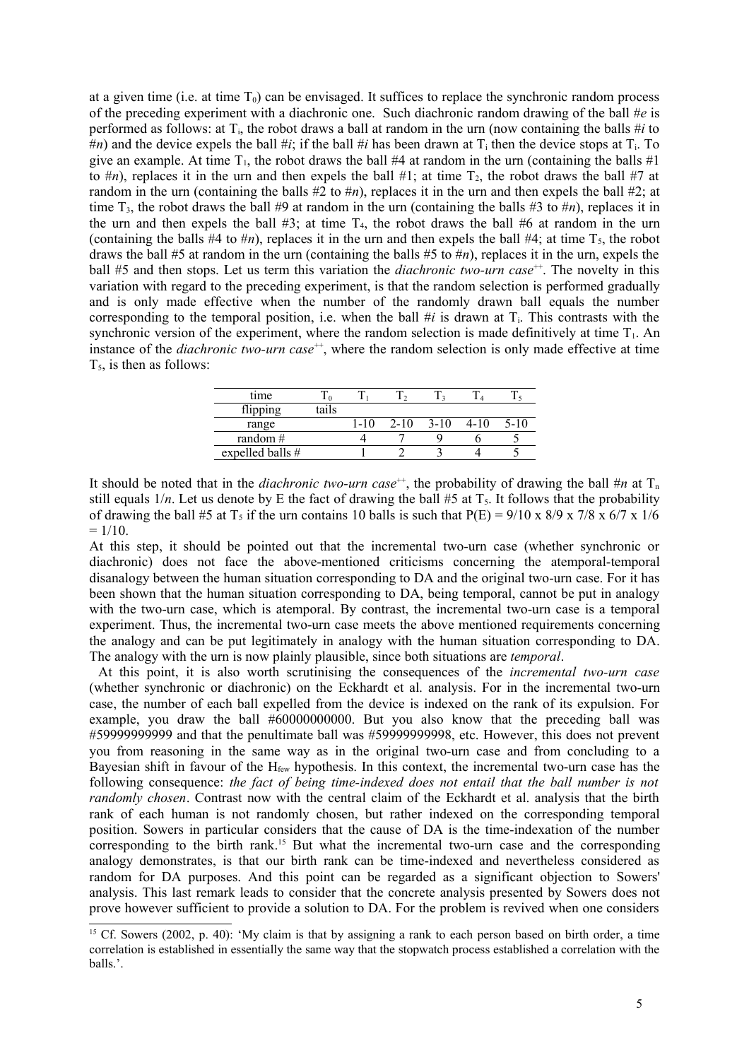at a given time (i.e. at time $T_0$) can be envisaged. It suffices to replace the synchronic random process of the preceding experiment with a diachronic one. Such diachronic random drawing of the ball #*e* is performed as follows: at $T_i$, the robot draws a ball at random in the urn (now containing the balls #*i* to #*n*) and the device expels the ball #*i*; if the ball #*i* has been drawn at $T_i$ then the device stops at $T_i$. To give an example. At time $T_1$, the robot draws the ball #4 at random in the urn (containing the balls #1 to #*n*), replaces it in the urn and then expels the ball #1; at time $T_2$, the robot draws the ball #7 at random in the urn (containing the balls #2 to #*n*), replaces it in the urn and then expels the ball #2; at time $T_3$, the robot draws the ball #9 at random in the urn (containing the balls #3 to #*n*), replaces it in the urn and then expels the ball #3; at time $T_4$, the robot draws the ball #6 at random in the urn (containing the balls #4 to #*n*), replaces it in the urn and then expels the ball #4; at time $T_5$, the robot draws the ball #5 at random in the urn (containing the balls #5 to #*n*), replaces it in the urn, expels the ball #5 and then stops. Let us term this variation the *diachronic two-urn case*$^{++}$. The novelty in this variation with regard to the preceding experiment, is that the random selection is performed gradually and is only made effective when the number of the randomly drawn ball equals the number corresponding to the temporal position, i.e. when the ball #*i* is drawn at $T_i$. This contrasts with the synchronic version of the experiment, where the random selection is made definitively at time $T_1$. An instance of the *diachronic two-urn case*$^{++}$, where the random selection is only made effective at time $T_5$, is then as follows:

| time | $T_0$ | $T_1$ | $T_2$ | $T_3$ | $T_4$ | $T_5$ |
|---|---|---|---|---|---|---|
| flipping | tails | | | | | |
| range | | 1-10 | 2-10 | 3-10 | 4-10 | 5-10 |
| random # | | 4 | 7 | 9 | 6 | 5 |
| expelled balls # | | 1 | 2 | 3 | 4 | 5 |

It should be noted that in the *diachronic two-urn case*$^{++}$, the probability of drawing the ball #*n* at $T_n$ still equals $1/n$. Let us denote by E the fact of drawing the ball #5 at $T_5$. It follows that the probability of drawing the ball #5 at $T_5$ if the urn contains 10 balls is such that $P(E) = 9/10 \times 8/9 \times 7/8 \times 6/7 \times 1/6 = 1/10$.

At this step, it should be pointed out that the incremental two-urn case (whether synchronic or diachronic) does not face the above-mentioned criticisms concerning the atemporal-temporal disanalogy between the human situation corresponding to DA and the original two-urn case. For it has been shown that the human situation corresponding to DA, being temporal, cannot be put in analogy with the two-urn case, which is atemporal. By contrast, the incremental two-urn case is a temporal experiment. Thus, the incremental two-urn case meets the above mentioned requirements concerning the analogy and can be put legitimately in analogy with the human situation corresponding to DA. The analogy with the urn is now plainly plausible, since both situations are *temporal*.

At this point, it is also worth scrutinising the consequences of the *incremental two-urn case* (whether synchronic or diachronic) on the Eckhardt et al. analysis. For in the incremental two-urn case, the number of each ball expelled from the device is indexed on the rank of its expulsion. For example, you draw the ball #60000000000. But you also know that the preceding ball was #59999999999 and that the penultimate ball was #59999999998, etc. However, this does not prevent you from reasoning in the same way as in the original two-urn case and from concluding to a Bayesian shift in favour of the $H_{few}$ hypothesis. In this context, the incremental two-urn case has the following consequence: *the fact of being time-indexed does not entail that the ball number is not randomly chosen*. Contrast now with the central claim of the Eckhardt et al. analysis that the birth rank of each human is not randomly chosen, but rather indexed on the corresponding temporal position. Sowers in particular considers that the cause of DA is the time-indexation of the number corresponding to the birth rank.[15] But what the incremental two-urn case and the corresponding analogy demonstrates, is that our birth rank can be time-indexed and nevertheless considered as random for DA purposes. And this point can be regarded as a significant objection to Sowers' analysis. This last remark leads to consider that the concrete analysis presented by Sowers does not prove however sufficient to provide a solution to DA. For the problem is revived when one considers

[15] Cf. Sowers (2002, p. 40): 'My claim is that by assigning a rank to each person based on birth order, a time correlation is established in essentially the same way that the stopwatch process established a correlation with the balls.'.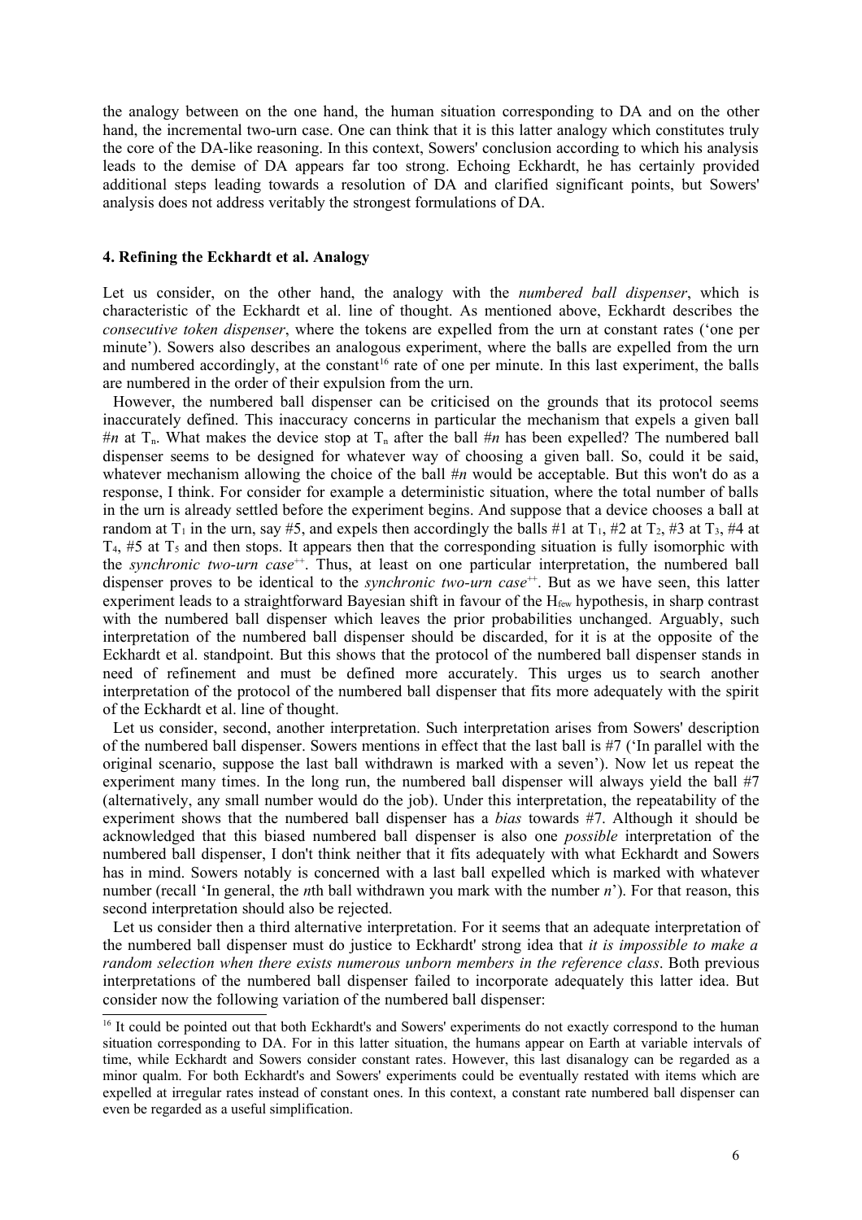the analogy between on the one hand, the human situation corresponding to DA and on the other hand, the incremental two-urn case. One can think that it is this latter analogy which constitutes truly the core of the DA-like reasoning. In this context, Sowers' conclusion according to which his analysis leads to the demise of DA appears far too strong. Echoing Eckhardt, he has certainly provided additional steps leading towards a resolution of DA and clarified significant points, but Sowers' analysis does not address veritably the strongest formulations of DA.

### 4. Refining the Eckhardt et al. Analogy

Let us consider, on the other hand, the analogy with the *numbered ball dispenser*, which is characteristic of the Eckhardt et al. line of thought. As mentioned above, Eckhardt describes the *consecutive token dispenser*, where the tokens are expelled from the urn at constant rates ('one per minute'). Sowers also describes an analogous experiment, where the balls are expelled from the urn and numbered accordingly, at the constant[16] rate of one per minute. In this last experiment, the balls are numbered in the order of their expulsion from the urn.

However, the numbered ball dispenser can be criticised on the grounds that its protocol seems inaccurately defined. This inaccuracy concerns in particular the mechanism that expels a given ball #$n$ at $T_n$. What makes the device stop at $T_n$ after the ball #$n$ has been expelled? The numbered ball dispenser seems to be designed for whatever way of choosing a given ball. So, could it be said, whatever mechanism allowing the choice of the ball #$n$ would be acceptable. But this won't do as a response, I think. For consider for example a deterministic situation, where the total number of balls in the urn is already settled before the experiment begins. And suppose that a device chooses a ball at random at $T_1$ in the urn, say #5, and expels then accordingly the balls #1 at $T_1$, #2 at $T_2$, #3 at $T_3$, #4 at $T_4$, #5 at $T_5$ and then stops. It appears then that the corresponding situation is fully isomorphic with the *synchronic two-urn case*$^{++}$. Thus, at least on one particular interpretation, the numbered ball dispenser proves to be identical to the *synchronic two-urn case*$^{++}$. But as we have seen, this latter experiment leads to a straightforward Bayesian shift in favour of the $H_{few}$ hypothesis, in sharp contrast with the numbered ball dispenser which leaves the prior probabilities unchanged. Arguably, such interpretation of the numbered ball dispenser should be discarded, for it is at the opposite of the Eckhardt et al. standpoint. But this shows that the protocol of the numbered ball dispenser stands in need of refinement and must be defined more accurately. This urges us to search another interpretation of the protocol of the numbered ball dispenser that fits more adequately with the spirit of the Eckhardt et al. line of thought.

Let us consider, second, another interpretation. Such interpretation arises from Sowers' description of the numbered ball dispenser. Sowers mentions in effect that the last ball is #7 ('In parallel with the original scenario, suppose the last ball withdrawn is marked with a seven'). Now let us repeat the experiment many times. In the long run, the numbered ball dispenser will always yield the ball #7 (alternatively, any small number would do the job). Under this interpretation, the repeatability of the experiment shows that the numbered ball dispenser has a *bias* towards #7. Although it should be acknowledged that this biased numbered ball dispenser is also one *possible* interpretation of the numbered ball dispenser, I don't think neither that it fits adequately with what Eckhardt and Sowers has in mind. Sowers notably is concerned with a last ball expelled which is marked with whatever number (recall 'In general, the *n*th ball withdrawn you mark with the number *n*'). For that reason, this second interpretation should also be rejected.

Let us consider then a third alternative interpretation. For it seems that an adequate interpretation of the numbered ball dispenser must do justice to Eckhardt' strong idea that *it is impossible to make a random selection when there exists numerous unborn members in the reference class*. Both previous interpretations of the numbered ball dispenser failed to incorporate adequately this latter idea. But consider now the following variation of the numbered ball dispenser:

[16] It could be pointed out that both Eckhardt's and Sowers' experiments do not exactly correspond to the human situation corresponding to DA. For in this latter situation, the humans appear on Earth at variable intervals of time, while Eckhardt and Sowers consider constant rates. However, this last disanalogy can be regarded as a minor qualm. For both Eckhardt's and Sowers' experiments could be eventually restated with items which are expelled at irregular rates instead of constant ones. In this context, a constant rate numbered ball dispenser can even be regarded as a useful simplification.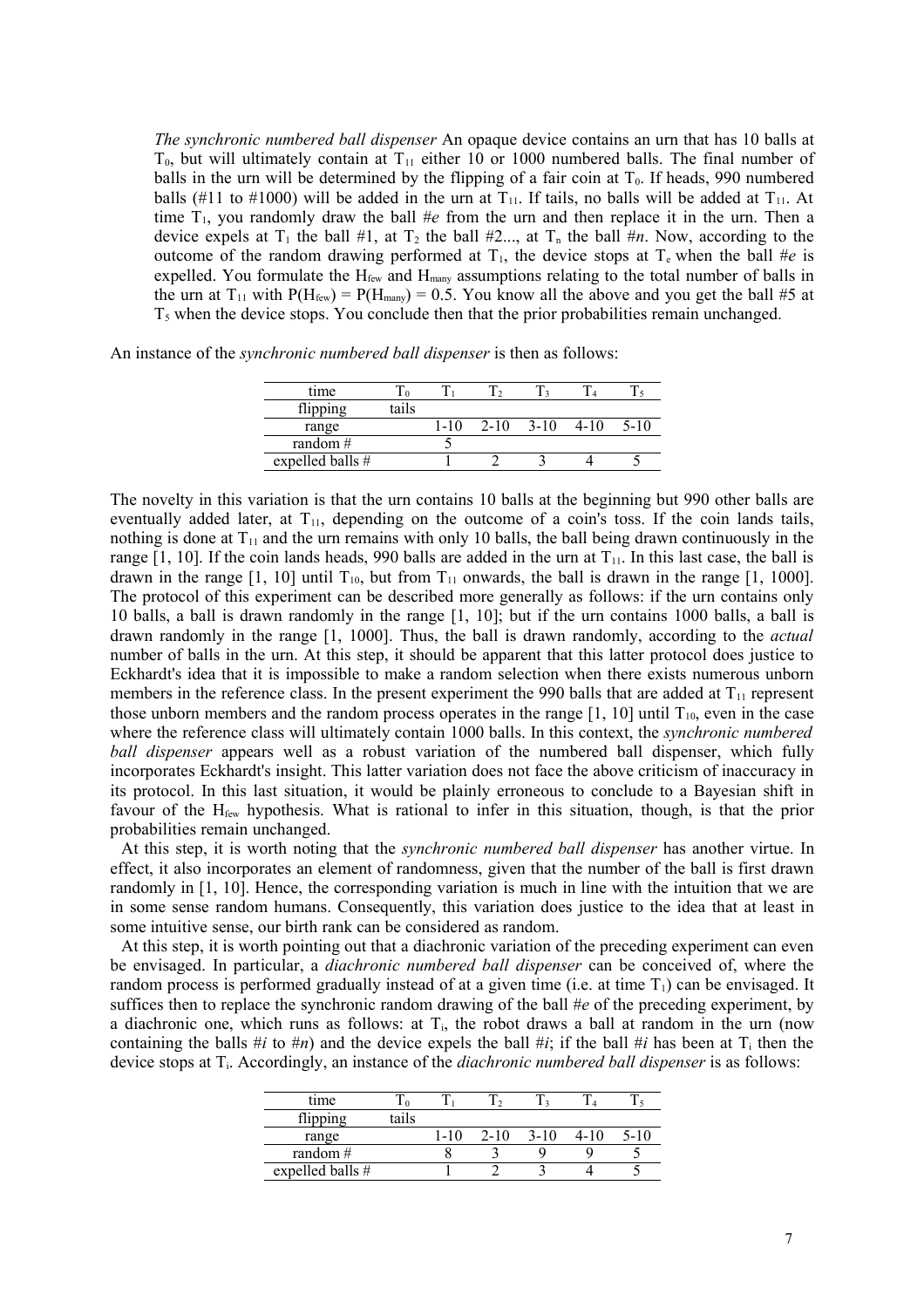*The synchronic numbered ball dispenser* An opaque device contains an urn that has 10 balls at $T_0$, but will ultimately contain at $T_{11}$ either 10 or 1000 numbered balls. The final number of balls in the urn will be determined by the flipping of a fair coin at $T_0$. If heads, 990 numbered balls (#11 to #1000) will be added in the urn at $T_{11}$. If tails, no balls will be added at $T_{11}$. At time $T_1$, you randomly draw the ball #*e* from the urn and then replace it in the urn. Then a device expels at $T_1$ the ball #1, at $T_2$ the ball #2..., at $T_n$ the ball #*n*. Now, according to the outcome of the random drawing performed at $T_1$, the device stops at $T_e$ when the ball #*e* is expelled. You formulate the $H_{few}$ and $H_{many}$ assumptions relating to the total number of balls in the urn at $T_{11}$ with $P(H_{few}) = P(H_{many}) = 0.5$. You know all the above and you get the ball #5 at $T_5$ when the device stops. You conclude then that the prior probabilities remain unchanged.

An instance of the *synchronic numbered ball dispenser* is then as follows:

| time | $T_0$ | $T_1$ | $T_2$ | $T_3$ | $T_4$ | $T_5$ |
|---|---|---|---|---|---|---|
| flipping | tails | | | | | |
| range | | 1-10 | 2-10 | 3-10 | 4-10 | 5-10 |
| random # | | 5 | | | | |
| expelled balls # | | 1 | 2 | 3 | 4 | 5 |

The novelty in this variation is that the urn contains 10 balls at the beginning but 990 other balls are eventually added later, at $T_{11}$, depending on the outcome of a coin's toss. If the coin lands tails, nothing is done at $T_{11}$ and the urn remains with only 10 balls, the ball being drawn continuously in the range [1, 10]. If the coin lands heads, 990 balls are added in the urn at $T_{11}$. In this last case, the ball is drawn in the range [1, 10] until $T_{10}$, but from $T_{11}$ onwards, the ball is drawn in the range [1, 1000]. The protocol of this experiment can be described more generally as follows: if the urn contains only 10 balls, a ball is drawn randomly in the range [1, 10]; but if the urn contains 1000 balls, a ball is drawn randomly in the range [1, 1000]. Thus, the ball is drawn randomly, according to the *actual* number of balls in the urn. At this step, it should be apparent that this latter protocol does justice to Eckhardt's idea that it is impossible to make a random selection when there exists numerous unborn members in the reference class. In the present experiment the 990 balls that are added at $T_{11}$ represent those unborn members and the random process operates in the range [1, 10] until $T_{10}$, even in the case where the reference class will ultimately contain 1000 balls. In this context, the *synchronic numbered ball dispenser* appears well as a robust variation of the numbered ball dispenser, which fully incorporates Eckhardt's insight. This latter variation does not face the above criticism of inaccuracy in its protocol. In this last situation, it would be plainly erroneous to conclude to a Bayesian shift in favour of the $H_{few}$ hypothesis. What is rational to infer in this situation, though, is that the prior probabilities remain unchanged.

At this step, it is worth noting that the *synchronic numbered ball dispenser* has another virtue. In effect, it also incorporates an element of randomness, given that the number of the ball is first drawn randomly in [1, 10]. Hence, the corresponding variation is much in line with the intuition that we are in some sense random humans. Consequently, this variation does justice to the idea that at least in some intuitive sense, our birth rank can be considered as random.

At this step, it is worth pointing out that a diachronic variation of the preceding experiment can even be envisaged. In particular, a *diachronic numbered ball dispenser* can be conceived of, where the random process is performed gradually instead of at a given time (i.e. at time $T_1$) can be envisaged. It suffices then to replace the synchronic random drawing of the ball #*e* of the preceding experiment, by a diachronic one, which runs as follows: at $T_i$, the robot draws a ball at random in the urn (now containing the balls #*i* to #*n*) and the device expels the ball #*i*; if the ball #*i* has been at $T_i$ then the device stops at $T_i$. Accordingly, an instance of the *diachronic numbered ball dispenser* is as follows:

| time | $T_0$ | $T_1$ | $T_2$ | $T_3$ | $T_4$ | $T_5$ |
|---|---|---|---|---|---|---|
| flipping | tails | | | | | |
| range | | 1-10 | 2-10 | 3-10 | 4-10 | 5-10 |
| random # | | 8 | 3 | 9 | 9 | 5 |
| expelled balls # | | 1 | 2 | 3 | 4 | 5 |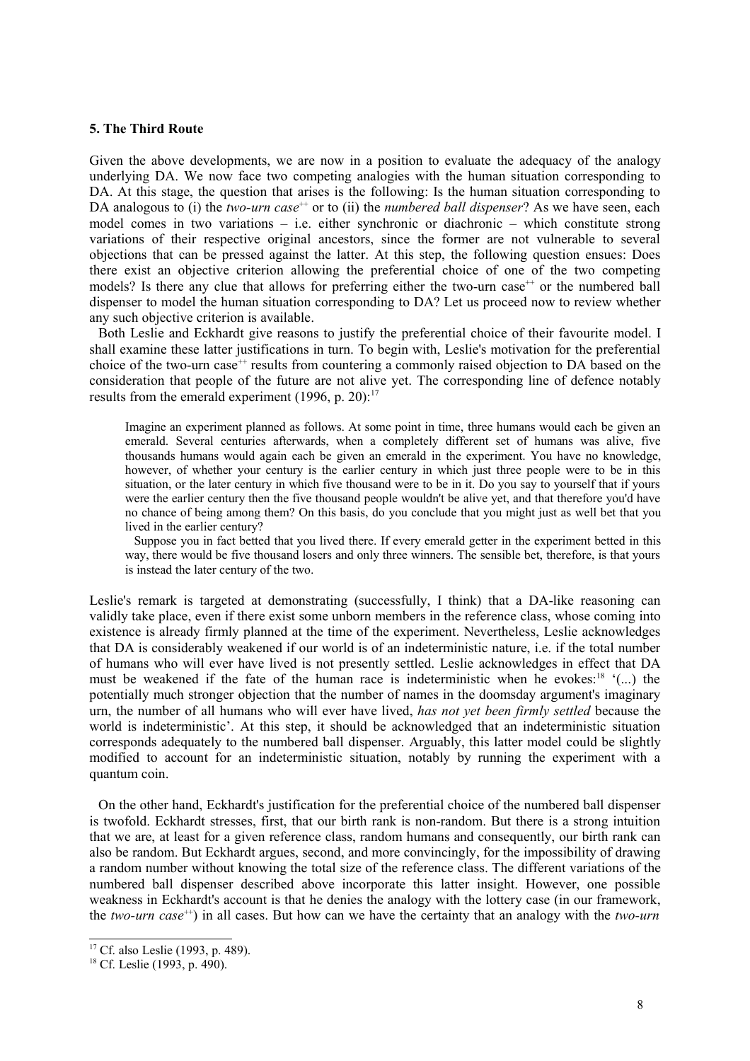## 5. The Third Route

Given the above developments, we are now in a position to evaluate the adequacy of the analogy underlying DA. We now face two competing analogies with the human situation corresponding to DA. At this stage, the question that arises is the following: Is the human situation corresponding to DA analogous to (i) the *two-urn case*$^{++}$ or to (ii) the *numbered ball dispenser*? As we have seen, each model comes in two variations – i.e. either synchronic or diachronic – which constitute strong variations of their respective original ancestors, since the former are not vulnerable to several objections that can be pressed against the latter. At this step, the following question ensues: Does there exist an objective criterion allowing the preferential choice of one of the two competing models? Is there any clue that allows for preferring either the two-urn case$^{++}$ or the numbered ball dispenser to model the human situation corresponding to DA? Let us proceed now to review whether any such objective criterion is available.

Both Leslie and Eckhardt give reasons to justify the preferential choice of their favourite model. I shall examine these latter justifications in turn. To begin with, Leslie's motivation for the preferential choice of the two-urn case$^{++}$ results from countering a commonly raised objection to DA based on the consideration that people of the future are not alive yet. The corresponding line of defence notably results from the emerald experiment (1996, p. 20):[17]

> Imagine an experiment planned as follows. At some point in time, three humans would each be given an emerald. Several centuries afterwards, when a completely different set of humans was alive, five thousands humans would again each be given an emerald in the experiment. You have no knowledge, however, of whether your century is the earlier century in which just three people were to be in this situation, or the later century in which five thousand were to be in it. Do you say to yourself that if yours were the earlier century then the five thousand people wouldn't be alive yet, and that therefore you'd have no chance of being among them? On this basis, do you conclude that you might just as well bet that you lived in the earlier century?
>
> Suppose you in fact betted that you lived there. If every emerald getter in the experiment betted in this way, there would be five thousand losers and only three winners. The sensible bet, therefore, is that yours is instead the later century of the two.

Leslie's remark is targeted at demonstrating (successfully, I think) that a DA-like reasoning can validly take place, even if there exist some unborn members in the reference class, whose coming into existence is already firmly planned at the time of the experiment. Nevertheless, Leslie acknowledges that DA is considerably weakened if our world is of an indeterministic nature, i.e. if the total number of humans who will ever have lived is not presently settled. Leslie acknowledges in effect that DA must be weakened if the fate of the human race is indeterministic when he evokes:[18] '(...) the potentially much stronger objection that the number of names in the doomsday argument's imaginary urn, the number of all humans who will ever have lived, *has not yet been firmly settled* because the world is indeterministic'. At this step, it should be acknowledged that an indeterministic situation corresponds adequately to the numbered ball dispenser. Arguably, this latter model could be slightly modified to account for an indeterministic situation, notably by running the experiment with a quantum coin.

On the other hand, Eckhardt's justification for the preferential choice of the numbered ball dispenser is twofold. Eckhardt stresses, first, that our birth rank is non-random. But there is a strong intuition that we are, at least for a given reference class, random humans and consequently, our birth rank can also be random. But Eckhardt argues, second, and more convincingly, for the impossibility of drawing a random number without knowing the total size of the reference class. The different variations of the numbered ball dispenser described above incorporate this latter insight. However, one possible weakness in Eckhardt's account is that he denies the analogy with the lottery case (in our framework, the *two-urn case*$^{++}$) in all cases. But how can we have the certainty that an analogy with the *two-urn*

---

[17] Cf. also Leslie (1993, p. 489).

[18] Cf. Leslie (1993, p. 490).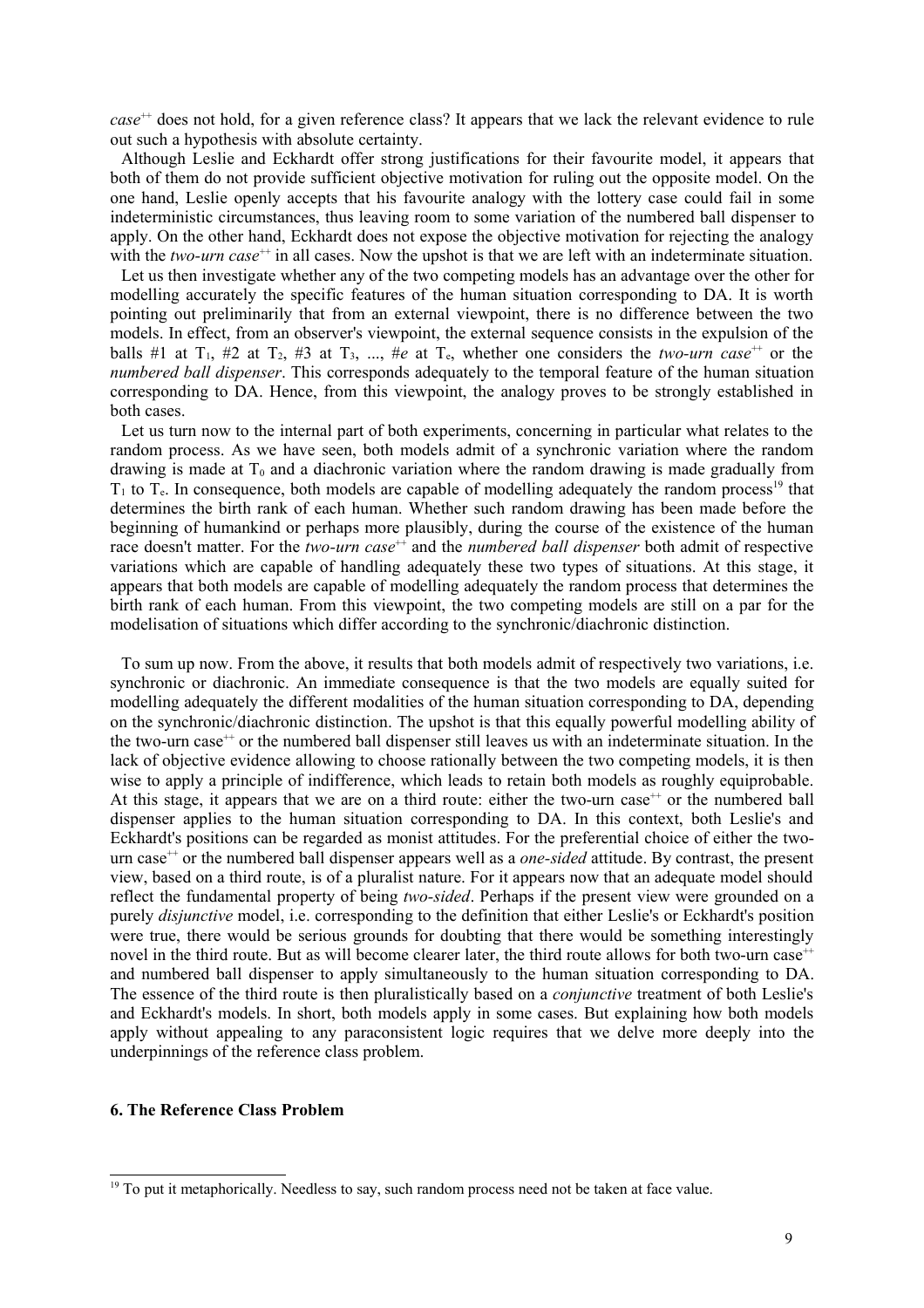*case*$^{++}$ does not hold, for a given reference class? It appears that we lack the relevant evidence to rule out such a hypothesis with absolute certainty.

Although Leslie and Eckhardt offer strong justifications for their favourite model, it appears that both of them do not provide sufficient objective motivation for ruling out the opposite model. On the one hand, Leslie openly accepts that his favourite analogy with the lottery case could fail in some indeterministic circumstances, thus leaving room to some variation of the numbered ball dispenser to apply. On the other hand, Eckhardt does not expose the objective motivation for rejecting the analogy with the *two-urn case*$^{++}$ in all cases. Now the upshot is that we are left with an indeterminate situation.

Let us then investigate whether any of the two competing models has an advantage over the other for modelling accurately the specific features of the human situation corresponding to DA. It is worth pointing out preliminarily that from an external viewpoint, there is no difference between the two models. In effect, from an observer's viewpoint, the external sequence consists in the expulsion of the balls #1 at $T_1$, #2 at $T_2$, #3 at $T_3$, ..., #*e* at $T_e$, whether one considers the *two-urn case*$^{++}$ or the *numbered ball dispenser*. This corresponds adequately to the temporal feature of the human situation corresponding to DA. Hence, from this viewpoint, the analogy proves to be strongly established in both cases.

Let us turn now to the internal part of both experiments, concerning in particular what relates to the random process. As we have seen, both models admit of a synchronic variation where the random drawing is made at $T_0$ and a diachronic variation where the random drawing is made gradually from $T_1$ to $T_e$. In consequence, both models are capable of modelling adequately the random process[19] that determines the birth rank of each human. Whether such random drawing has been made before the beginning of humankind or perhaps more plausibly, during the course of the existence of the human race doesn't matter. For the *two-urn case*$^{++}$ and the *numbered ball dispenser* both admit of respective variations which are capable of handling adequately these two types of situations. At this stage, it appears that both models are capable of modelling adequately the random process that determines the birth rank of each human. From this viewpoint, the two competing models are still on a par for the modelisation of situations which differ according to the synchronic/diachronic distinction.

To sum up now. From the above, it results that both models admit of respectively two variations, i.e. synchronic or diachronic. An immediate consequence is that the two models are equally suited for modelling adequately the different modalities of the human situation corresponding to DA, depending on the synchronic/diachronic distinction. The upshot is that this equally powerful modelling ability of the two-urn case$^{++}$ or the numbered ball dispenser still leaves us with an indeterminate situation. In the lack of objective evidence allowing to choose rationally between the two competing models, it is then wise to apply a principle of indifference, which leads to retain both models as roughly equiprobable. At this stage, it appears that we are on a third route: either the two-urn case$^{++}$ or the numbered ball dispenser applies to the human situation corresponding to DA. In this context, both Leslie's and Eckhardt's positions can be regarded as monist attitudes. For the preferential choice of either the two-urn case$^{++}$ or the numbered ball dispenser appears well as a *one-sided* attitude. By contrast, the present view, based on a third route, is of a pluralist nature. For it appears now that an adequate model should reflect the fundamental property of being *two-sided*. Perhaps if the present view were grounded on a purely *disjunctive* model, i.e. corresponding to the definition that either Leslie's or Eckhardt's position were true, there would be serious grounds for doubting that there would be something interestingly novel in the third route. But as will become clearer later, the third route allows for both two-urn case$^{++}$ and numbered ball dispenser to apply simultaneously to the human situation corresponding to DA. The essence of the third route is then pluralistically based on a *conjunctive* treatment of both Leslie's and Eckhardt's models. In short, both models apply in some cases. But explaining how both models apply without appealing to any paraconsistent logic requires that we delve more deeply into the underpinnings of the reference class problem.

## 6. The Reference Class Problem

[19] To put it metaphorically. Needless to say, such random process need not be taken at face value.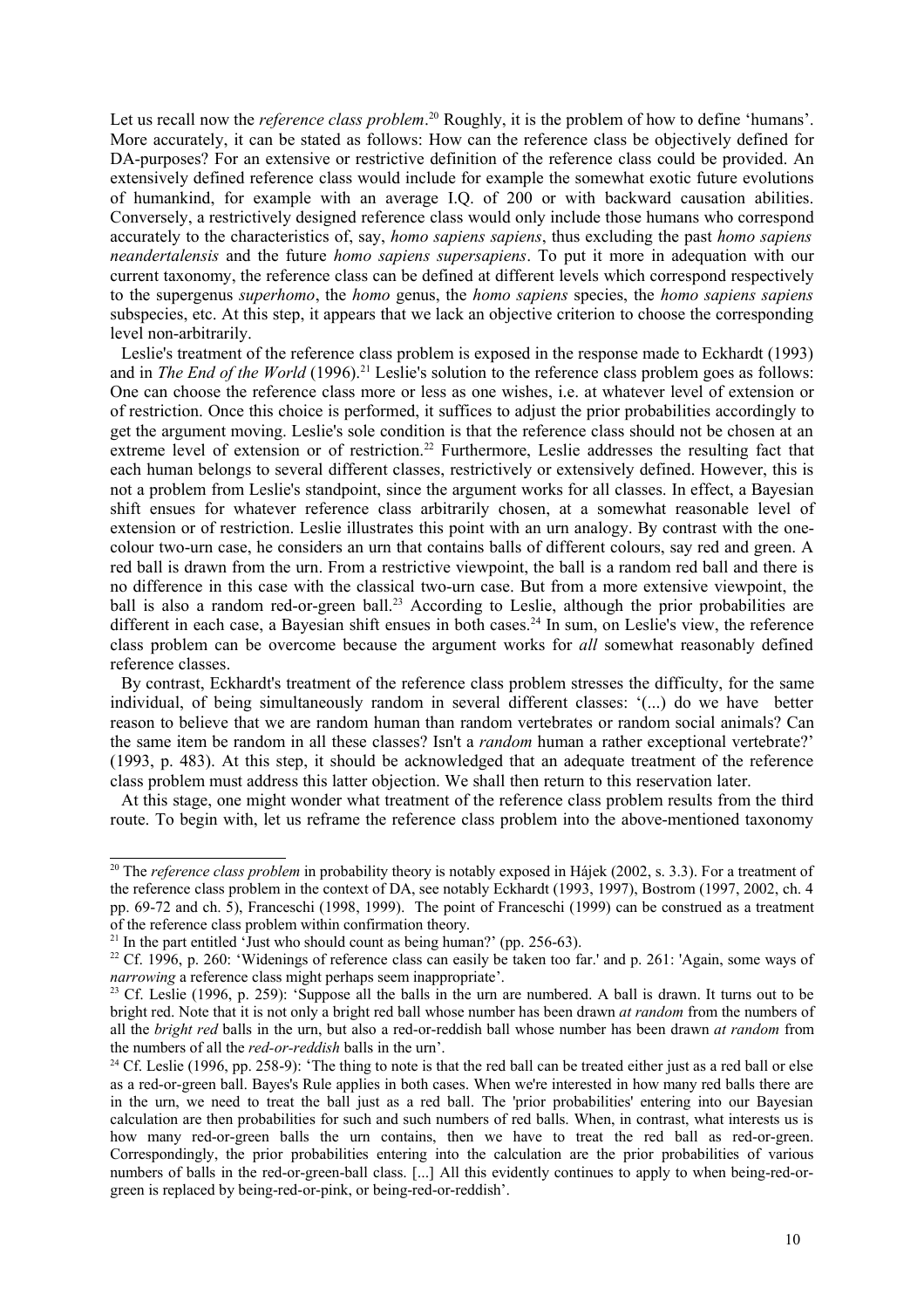Let us recall now the *reference class problem*.[20] Roughly, it is the problem of how to define 'humans'. More accurately, it can be stated as follows: How can the reference class be objectively defined for DA-purposes? For an extensive or restrictive definition of the reference class could be provided. An extensively defined reference class would include for example the somewhat exotic future evolutions of humankind, for example with an average I.Q. of 200 or with backward causation abilities. Conversely, a restrictively designed reference class would only include those humans who correspond accurately to the characteristics of, say, *homo sapiens sapiens*, thus excluding the past *homo sapiens neandertalensis* and the future *homo sapiens supersapiens*. To put it more in adequation with our current taxonomy, the reference class can be defined at different levels which correspond respectively to the supergenus *superhomo*, the *homo* genus, the *homo sapiens* species, the *homo sapiens sapiens* subspecies, etc. At this step, it appears that we lack an objective criterion to choose the corresponding level non-arbitrarily.

Leslie's treatment of the reference class problem is exposed in the response made to Eckhardt (1993) and in *The End of the World* (1996).[21] Leslie's solution to the reference class problem goes as follows: One can choose the reference class more or less as one wishes, i.e. at whatever level of extension or of restriction. Once this choice is performed, it suffices to adjust the prior probabilities accordingly to get the argument moving. Leslie's sole condition is that the reference class should not be chosen at an extreme level of extension or of restriction.[22] Furthermore, Leslie addresses the resulting fact that each human belongs to several different classes, restrictively or extensively defined. However, this is not a problem from Leslie's standpoint, since the argument works for all classes. In effect, a Bayesian shift ensues for whatever reference class arbitrarily chosen, at a somewhat reasonable level of extension or of restriction. Leslie illustrates this point with an urn analogy. By contrast with the one-colour two-urn case, he considers an urn that contains balls of different colours, say red and green. A red ball is drawn from the urn. From a restrictive viewpoint, the ball is a random red ball and there is no difference in this case with the classical two-urn case. But from a more extensive viewpoint, the ball is also a random red-or-green ball.[23] According to Leslie, although the prior probabilities are different in each case, a Bayesian shift ensues in both cases.[24] In sum, on Leslie's view, the reference class problem can be overcome because the argument works for *all* somewhat reasonably defined reference classes.

By contrast, Eckhardt's treatment of the reference class problem stresses the difficulty, for the same individual, of being simultaneously random in several different classes: '(...) do we have better reason to believe that we are random human than random vertebrates or random social animals? Can the same item be random in all these classes? Isn't a *random* human a rather exceptional vertebrate?' (1993, p. 483). At this step, it should be acknowledged that an adequate treatment of the reference class problem must address this latter objection. We shall then return to this reservation later.

At this stage, one might wonder what treatment of the reference class problem results from the third route. To begin with, let us reframe the reference class problem into the above-mentioned taxonomy

---

[20] The *reference class problem* in probability theory is notably exposed in Hájek (2002, s. 3.3). For a treatment of the reference class problem in the context of DA, see notably Eckhardt (1993, 1997), Bostrom (1997, 2002, ch. 4 pp. 69-72 and ch. 5), Franceschi (1998, 1999). The point of Franceschi (1999) can be construed as a treatment of the reference class problem within confirmation theory.

[21] In the part entitled 'Just who should count as being human?' (pp. 256-63).

[22] Cf. 1996, p. 260: 'Widenings of reference class can easily be taken too far.' and p. 261: 'Again, some ways of *narrowing* a reference class might perhaps seem inappropriate'.

[23] Cf. Leslie (1996, p. 259): 'Suppose all the balls in the urn are numbered. A ball is drawn. It turns out to be bright red. Note that it is not only a bright red ball whose number has been drawn *at random* from the numbers of all the *bright red* balls in the urn, but also a red-or-reddish ball whose number has been drawn *at random* from the numbers of all the *red-or-reddish* balls in the urn'.

[24] Cf. Leslie (1996, pp. 258-9): 'The thing to note is that the red ball can be treated either just as a red ball or else as a red-or-green ball. Bayes's Rule applies in both cases. When we're interested in how many red balls there are in the urn, we need to treat the ball just as a red ball. The 'prior probabilities' entering into our Bayesian calculation are then probabilities for such and such numbers of red balls. When, in contrast, what interests us is how many red-or-green balls the urn contains, then we have to treat the red ball as red-or-green. Correspondingly, the prior probabilities entering into the calculation are the prior probabilities of various numbers of balls in the red-or-green-ball class. [...] All this evidently continues to apply to when being-red-or-green is replaced by being-red-or-pink, or being-red-or-reddish'.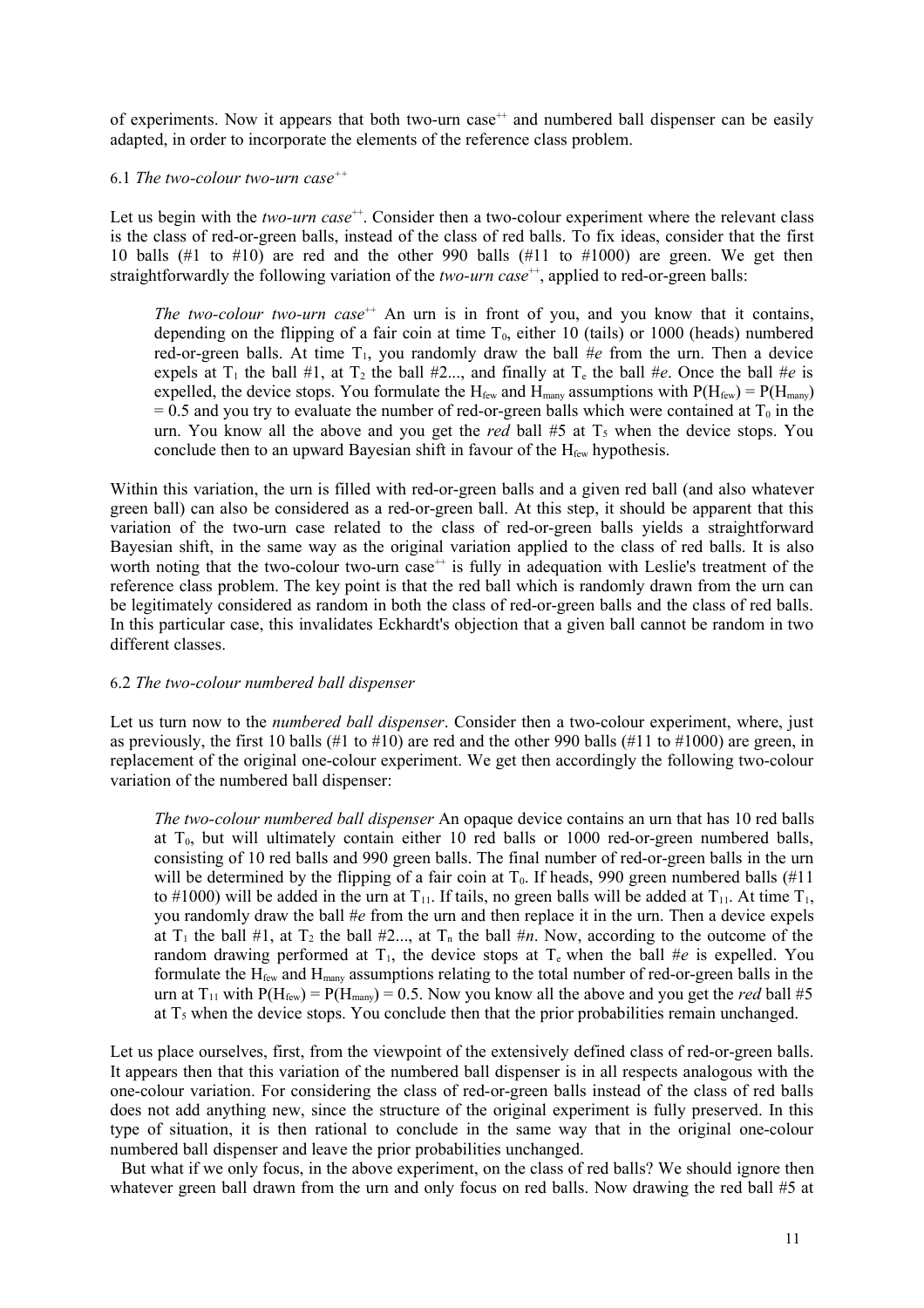of experiments. Now it appears that both two-urn case$^{++}$ and numbered ball dispenser can be easily adapted, in order to incorporate the elements of the reference class problem.

### 6.1 *The two-colour two-urn case$^{++}$*

Let us begin with the *two-urn case$^{++}$*. Consider then a two-colour experiment where the relevant class is the class of red-or-green balls, instead of the class of red balls. To fix ideas, consider that the first 10 balls (#1 to #10) are red and the other 990 balls (#11 to #1000) are green. We get then straightforwardly the following variation of the *two-urn case$^{++}$*, applied to red-or-green balls:

> *The two-colour two-urn case$^{++}$* An urn is in front of you, and you know that it contains, depending on the flipping of a fair coin at time $T_0$, either 10 (tails) or 1000 (heads) numbered red-or-green balls. At time $T_1$, you randomly draw the ball #*e* from the urn. Then a device expels at $T_1$ the ball #1, at $T_2$ the ball #2..., and finally at $T_e$ the ball #*e*. Once the ball #*e* is expelled, the device stops. You formulate the $H_{few}$ and $H_{many}$ assumptions with $P(H_{few}) = P(H_{many}) = 0.5$ and you try to evaluate the number of red-or-green balls which were contained at $T_0$ in the urn. You know all the above and you get the *red* ball #5 at $T_5$ when the device stops. You conclude then to an upward Bayesian shift in favour of the $H_{few}$ hypothesis.

Within this variation, the urn is filled with red-or-green balls and a given red ball (and also whatever green ball) can also be considered as a red-or-green ball. At this step, it should be apparent that this variation of the two-urn case related to the class of red-or-green balls yields a straightforward Bayesian shift, in the same way as the original variation applied to the class of red balls. It is also worth noting that the two-colour two-urn case$^{++}$ is fully in adequation with Leslie's treatment of the reference class problem. The key point is that the red ball which is randomly drawn from the urn can be legitimately considered as random in both the class of red-or-green balls and the class of red balls. In this particular case, this invalidates Eckhardt's objection that a given ball cannot be random in two different classes.

### 6.2 *The two-colour numbered ball dispenser*

Let us turn now to the *numbered ball dispenser*. Consider then a two-colour experiment, where, just as previously, the first 10 balls (#1 to #10) are red and the other 990 balls (#11 to #1000) are green, in replacement of the original one-colour experiment. We get then accordingly the following two-colour variation of the numbered ball dispenser:

> *The two-colour numbered ball dispenser* An opaque device contains an urn that has 10 red balls at $T_0$, but will ultimately contain either 10 red balls or 1000 red-or-green numbered balls, consisting of 10 red balls and 990 green balls. The final number of red-or-green balls in the urn will be determined by the flipping of a fair coin at $T_0$. If heads, 990 green numbered balls (#11 to #1000) will be added in the urn at $T_{11}$. If tails, no green balls will be added at $T_{11}$. At time $T_1$, you randomly draw the ball #*e* from the urn and then replace it in the urn. Then a device expels at $T_1$ the ball #1, at $T_2$ the ball #2..., at $T_n$ the ball #*n*. Now, according to the outcome of the random drawing performed at $T_1$, the device stops at $T_e$ when the ball #*e* is expelled. You formulate the $H_{few}$ and $H_{many}$ assumptions relating to the total number of red-or-green balls in the urn at $T_{11}$ with $P(H_{few}) = P(H_{many}) = 0.5$. Now you know all the above and you get the *red* ball #5 at $T_5$ when the device stops. You conclude then that the prior probabilities remain unchanged.

Let us place ourselves, first, from the viewpoint of the extensively defined class of red-or-green balls. It appears then that this variation of the numbered ball dispenser is in all respects analogous with the one-colour variation. For considering the class of red-or-green balls instead of the class of red balls does not add anything new, since the structure of the original experiment is fully preserved. In this type of situation, it is then rational to conclude in the same way that in the original one-colour numbered ball dispenser and leave the prior probabilities unchanged.

But what if we only focus, in the above experiment, on the class of red balls? We should ignore then whatever green ball drawn from the urn and only focus on red balls. Now drawing the red ball #5 at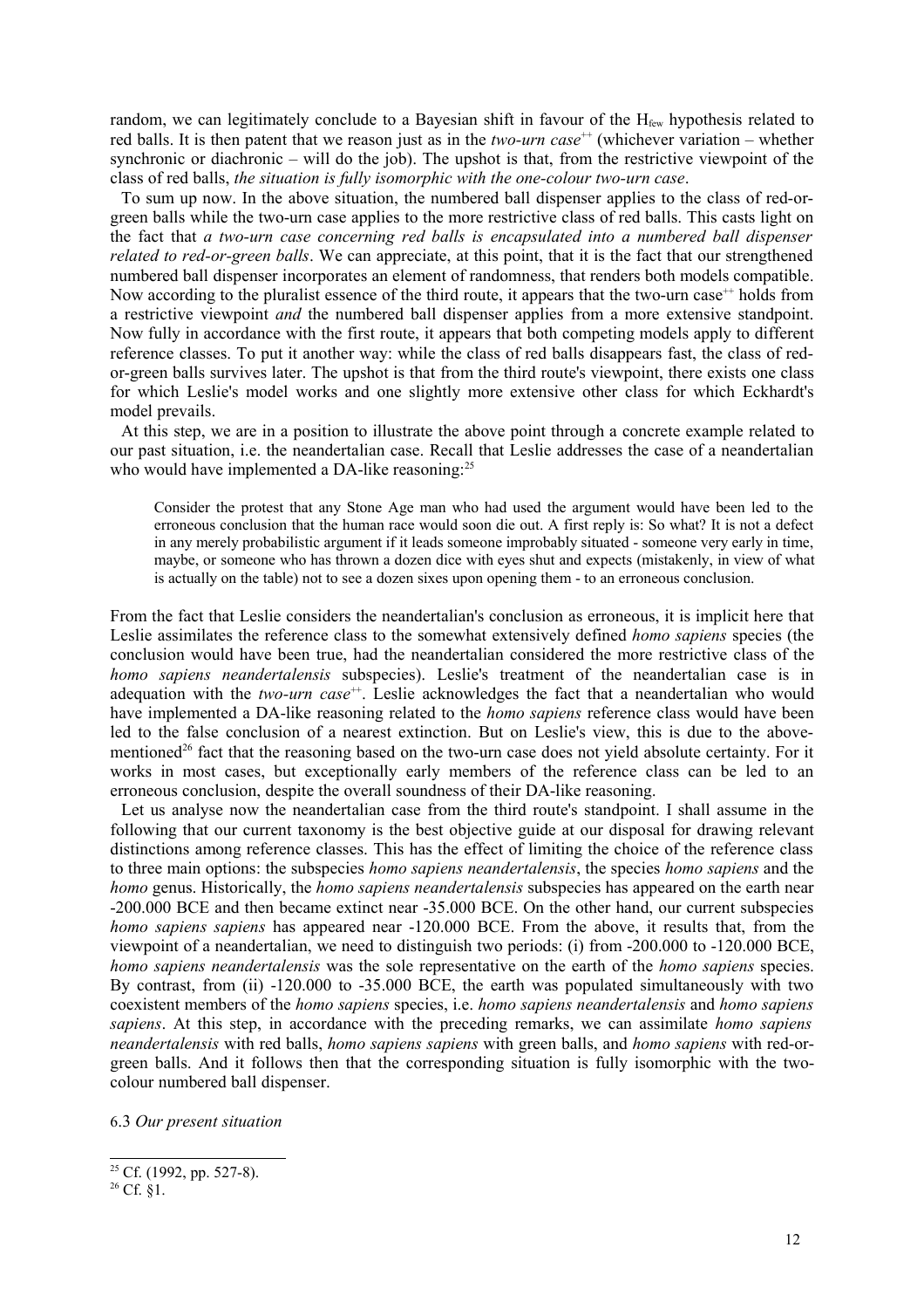random, we can legitimately conclude to a Bayesian shift in favour of the $H_{few}$ hypothesis related to red balls. It is then patent that we reason just as in the *two-urn case*$^{++}$ (whichever variation – whether synchronic or diachronic – will do the job). The upshot is that, from the restrictive viewpoint of the class of red balls, *the situation is fully isomorphic with the one-colour two-urn case*.

To sum up now. In the above situation, the numbered ball dispenser applies to the class of red-or-green balls while the two-urn case applies to the more restrictive class of red balls. This casts light on the fact that *a two-urn case concerning red balls is encapsulated into a numbered ball dispenser related to red-or-green balls*. We can appreciate, at this point, that it is the fact that our strengthened numbered ball dispenser incorporates an element of randomness, that renders both models compatible. Now according to the pluralist essence of the third route, it appears that the two-urn case$^{++}$ holds from a restrictive viewpoint *and* the numbered ball dispenser applies from a more extensive standpoint. Now fully in accordance with the first route, it appears that both competing models apply to different reference classes. To put it another way: while the class of red balls disappears fast, the class of red-or-green balls survives later. The upshot is that from the third route's viewpoint, there exists one class for which Leslie's model works and one slightly more extensive other class for which Eckhardt's model prevails.

At this step, we are in a position to illustrate the above point through a concrete example related to our past situation, i.e. the neandertalian case. Recall that Leslie addresses the case of a neandertalian who would have implemented a DA-like reasoning:[25]

> Consider the protest that any Stone Age man who had used the argument would have been led to the erroneous conclusion that the human race would soon die out. A first reply is: So what? It is not a defect in any merely probabilistic argument if it leads someone improbably situated - someone very early in time, maybe, or someone who has thrown a dozen dice with eyes shut and expects (mistakenly, in view of what is actually on the table) not to see a dozen sixes upon opening them - to an erroneous conclusion.

From the fact that Leslie considers the neandertalian's conclusion as erroneous, it is implicit here that Leslie assimilates the reference class to the somewhat extensively defined *homo sapiens* species (the conclusion would have been true, had the neandertalian considered the more restrictive class of the *homo sapiens neandertalensis* subspecies). Leslie's treatment of the neandertalian case is in adequation with the *two-urn case*$^{++}$. Leslie acknowledges the fact that a neandertalian who would have implemented a DA-like reasoning related to the *homo sapiens* reference class would have been led to the false conclusion of a nearest extinction. But on Leslie's view, this is due to the above-mentioned[26] fact that the reasoning based on the two-urn case does not yield absolute certainty. For it works in most cases, but exceptionally early members of the reference class can be led to an erroneous conclusion, despite the overall soundness of their DA-like reasoning.

Let us analyse now the neandertalian case from the third route's standpoint. I shall assume in the following that our current taxonomy is the best objective guide at our disposal for drawing relevant distinctions among reference classes. This has the effect of limiting the choice of the reference class to three main options: the subspecies *homo sapiens neandertalensis*, the species *homo sapiens* and the *homo* genus. Historically, the *homo sapiens neandertalensis* subspecies has appeared on the earth near -200.000 BCE and then became extinct near -35.000 BCE. On the other hand, our current subspecies *homo sapiens sapiens* has appeared near -120.000 BCE. From the above, it results that, from the viewpoint of a neandertalian, we need to distinguish two periods: (i) from -200.000 to -120.000 BCE, *homo sapiens neandertalensis* was the sole representative on the earth of the *homo sapiens* species. By contrast, from (ii) -120.000 to -35.000 BCE, the earth was populated simultaneously with two coexistent members of the *homo sapiens* species, i.e. *homo sapiens neandertalensis* and *homo sapiens sapiens*. At this step, in accordance with the preceding remarks, we can assimilate *homo sapiens neandertalensis* with red balls, *homo sapiens sapiens* with green balls, and *homo sapiens* with red-or-green balls. And it follows then that the corresponding situation is fully isomorphic with the two-colour numbered ball dispenser.

### 6.3 *Our present situation*

[25] Cf. (1992, pp. 527-8).

[26] Cf. §1.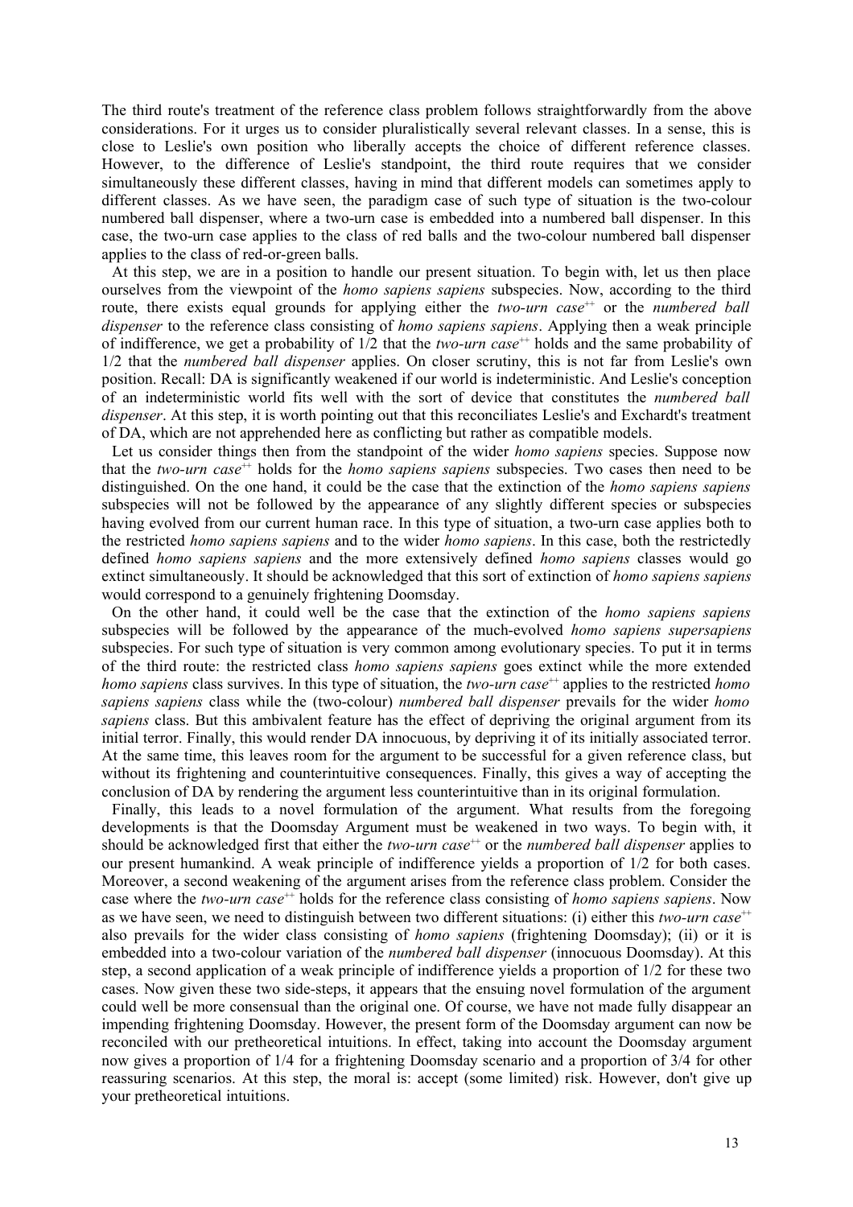The third route's treatment of the reference class problem follows straightforwardly from the above considerations. For it urges us to consider pluralistically several relevant classes. In a sense, this is close to Leslie's own position who liberally accepts the choice of different reference classes. However, to the difference of Leslie's standpoint, the third route requires that we consider simultaneously these different classes, having in mind that different models can sometimes apply to different classes. As we have seen, the paradigm case of such type of situation is the two-colour numbered ball dispenser, where a two-urn case is embedded into a numbered ball dispenser. In this case, the two-urn case applies to the class of red balls and the two-colour numbered ball dispenser applies to the class of red-or-green balls.

At this step, we are in a position to handle our present situation. To begin with, let us then place ourselves from the viewpoint of the *homo sapiens sapiens* subspecies. Now, according to the third route, there exists equal grounds for applying either the *two-urn case*$^{++}$ or the *numbered ball dispenser* to the reference class consisting of *homo sapiens sapiens*. Applying then a weak principle of indifference, we get a probability of 1/2 that the *two-urn case*$^{++}$ holds and the same probability of 1/2 that the *numbered ball dispenser* applies. On closer scrutiny, this is not far from Leslie's own position. Recall: DA is significantly weakened if our world is indeterministic. And Leslie's conception of an indeterministic world fits well with the sort of device that constitutes the *numbered ball dispenser*. At this step, it is worth pointing out that this reconciliates Leslie's and Exchardt's treatment of DA, which are not apprehended here as conflicting but rather as compatible models.

Let us consider things then from the standpoint of the wider *homo sapiens* species. Suppose now that the *two-urn case*$^{++}$ holds for the *homo sapiens sapiens* subspecies. Two cases then need to be distinguished. On the one hand, it could be the case that the extinction of the *homo sapiens sapiens* subspecies will not be followed by the appearance of any slightly different species or subspecies having evolved from our current human race. In this type of situation, a two-urn case applies both to the restricted *homo sapiens sapiens* and to the wider *homo sapiens*. In this case, both the restrictedly defined *homo sapiens sapiens* and the more extensively defined *homo sapiens* classes would go extinct simultaneously. It should be acknowledged that this sort of extinction of *homo sapiens sapiens* would correspond to a genuinely frightening Doomsday.

On the other hand, it could well be the case that the extinction of the *homo sapiens sapiens* subspecies will be followed by the appearance of the much-evolved *homo sapiens supersapiens* subspecies. For such type of situation is very common among evolutionary species. To put it in terms of the third route: the restricted class *homo sapiens sapiens* goes extinct while the more extended *homo sapiens* class survives. In this type of situation, the *two-urn case*$^{++}$ applies to the restricted *homo sapiens sapiens* class while the (two-colour) *numbered ball dispenser* prevails for the wider *homo sapiens* class. But this ambivalent feature has the effect of depriving the original argument from its initial terror. Finally, this would render DA innocuous, by depriving it of its initially associated terror. At the same time, this leaves room for the argument to be successful for a given reference class, but without its frightening and counterintuitive consequences. Finally, this gives a way of accepting the conclusion of DA by rendering the argument less counterintuitive than in its original formulation.

Finally, this leads to a novel formulation of the argument. What results from the foregoing developments is that the Doomsday Argument must be weakened in two ways. To begin with, it should be acknowledged first that either the *two-urn case*$^{++}$ or the *numbered ball dispenser* applies to our present humankind. A weak principle of indifference yields a proportion of 1/2 for both cases. Moreover, a second weakening of the argument arises from the reference class problem. Consider the case where the *two-urn case*$^{++}$ holds for the reference class consisting of *homo sapiens sapiens*. Now as we have seen, we need to distinguish between two different situations: (i) either this *two-urn case*$^{++}$ also prevails for the wider class consisting of *homo sapiens* (frightening Doomsday); (ii) or it is embedded into a two-colour variation of the *numbered ball dispenser* (innocuous Doomsday). At this step, a second application of a weak principle of indifference yields a proportion of 1/2 for these two cases. Now given these two side-steps, it appears that the ensuing novel formulation of the argument could well be more consensual than the original one. Of course, we have not made fully disappear an impending frightening Doomsday. However, the present form of the Doomsday argument can now be reconciled with our pretheoretical intuitions. In effect, taking into account the Doomsday argument now gives a proportion of 1/4 for a frightening Doomsday scenario and a proportion of 3/4 for other reassuring scenarios. At this step, the moral is: accept (some limited) risk. However, don't give up your pretheoretical intuitions.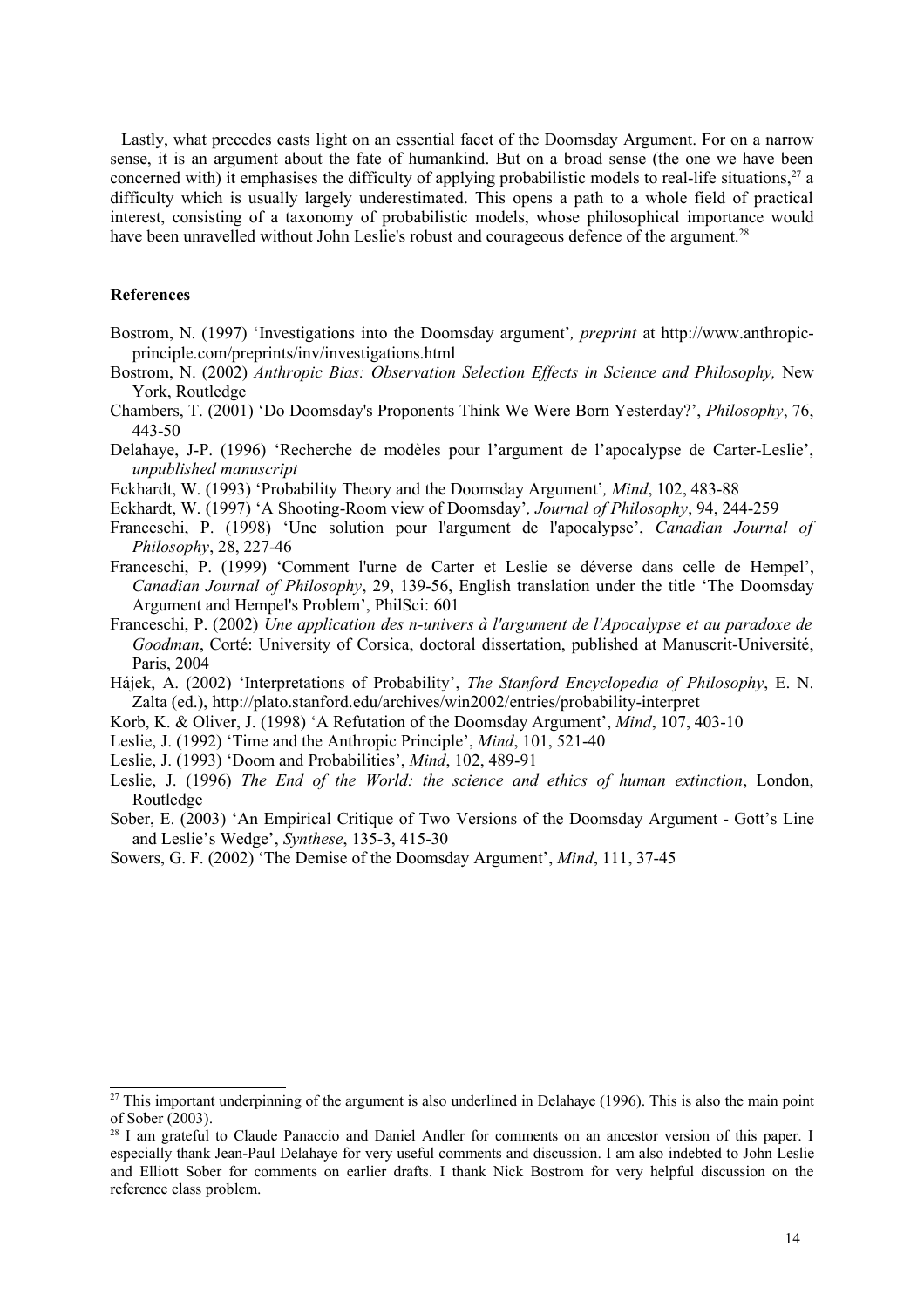Lastly, what precedes casts light on an essential facet of the Doomsday Argument. For on a narrow sense, it is an argument about the fate of humankind. But on a broad sense (the one we have been concerned with) it emphasises the difficulty of applying probabilistic models to real-life situations,[27] a difficulty which is usually largely underestimated. This opens a path to a whole field of practical interest, consisting of a taxonomy of probabilistic models, whose philosophical importance would have been unravelled without John Leslie's robust and courageous defence of the argument.[28]

**References**

Bostrom, N. (1997) 'Investigations into the Doomsday argument', *preprint* at http://www.anthropic-principle.com/preprints/inv/investigations.html

Bostrom, N. (2002) *Anthropic Bias: Observation Selection Effects in Science and Philosophy,* New York, Routledge

Chambers, T. (2001) 'Do Doomsday's Proponents Think We Were Born Yesterday?', *Philosophy*, 76, 443-50

Delahaye, J-P. (1996) 'Recherche de modèles pour l'argument de l'apocalypse de Carter-Leslie', *unpublished manuscript*

Eckhardt, W. (1993) 'Probability Theory and the Doomsday Argument', *Mind*, 102, 483-88

Eckhardt, W. (1997) 'A Shooting-Room view of Doomsday', *Journal of Philosophy*, 94, 244-259

Franceschi, P. (1998) 'Une solution pour l'argument de l'apocalypse', *Canadian Journal of Philosophy*, 28, 227-46

Franceschi, P. (1999) 'Comment l'urne de Carter et Leslie se déverse dans celle de Hempel', *Canadian Journal of Philosophy*, 29, 139-56, English translation under the title 'The Doomsday Argument and Hempel's Problem', PhilSci: 601

Franceschi, P. (2002) *Une application des n-univers à l'argument de l'Apocalypse et au paradoxe de Goodman*, Corté: University of Corsica, doctoral dissertation, published at Manuscrit-Université, Paris, 2004

Hájek, A. (2002) 'Interpretations of Probability', *The Stanford Encyclopedia of Philosophy*, E. N. Zalta (ed.), http://plato.stanford.edu/archives/win2002/entries/probability-interpret

Korb, K. & Oliver, J. (1998) 'A Refutation of the Doomsday Argument', *Mind*, 107, 403-10

Leslie, J. (1992) 'Time and the Anthropic Principle', *Mind*, 101, 521-40

Leslie, J. (1993) 'Doom and Probabilities', *Mind*, 102, 489-91

Leslie, J. (1996) *The End of the World: the science and ethics of human extinction*, London, Routledge

Sober, E. (2003) 'An Empirical Critique of Two Versions of the Doomsday Argument - Gott's Line and Leslie's Wedge', *Synthese*, 135-3, 415-30

Sowers, G. F. (2002) 'The Demise of the Doomsday Argument', *Mind*, 111, 37-45

---

[27] This important underpinning of the argument is also underlined in Delahaye (1996). This is also the main point of Sober (2003).

[28] I am grateful to Claude Panaccio and Daniel Andler for comments on an ancestor version of this paper. I especially thank Jean-Paul Delahaye for very useful comments and discussion. I am also indebted to John Leslie and Elliott Sober for comments on earlier drafts. I thank Nick Bostrom for very helpful discussion on the reference class problem.